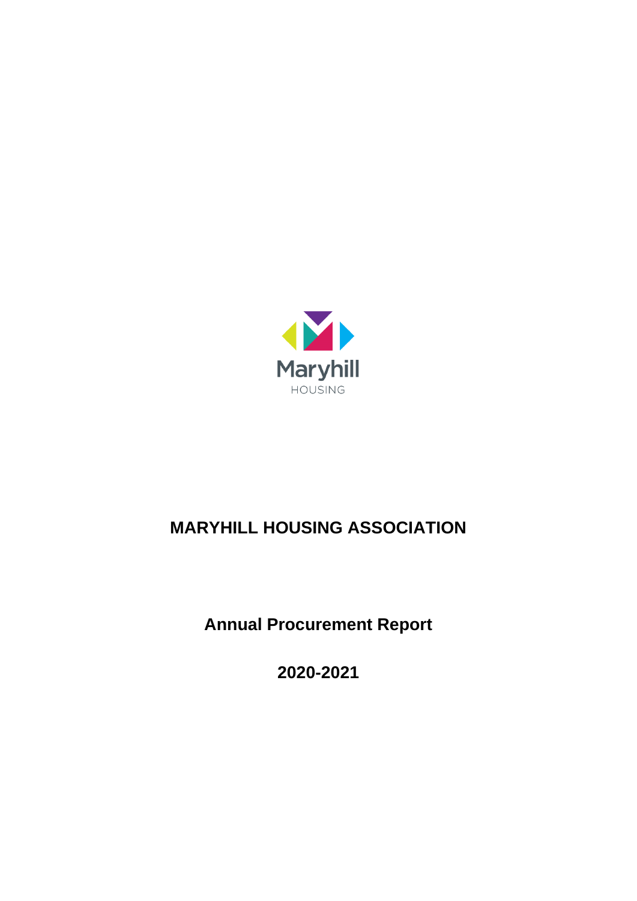Maryhill

HOUSING

# MARYHILL HOUSING ASSOCIATION

## Annual Procurement Report

## 2020-2021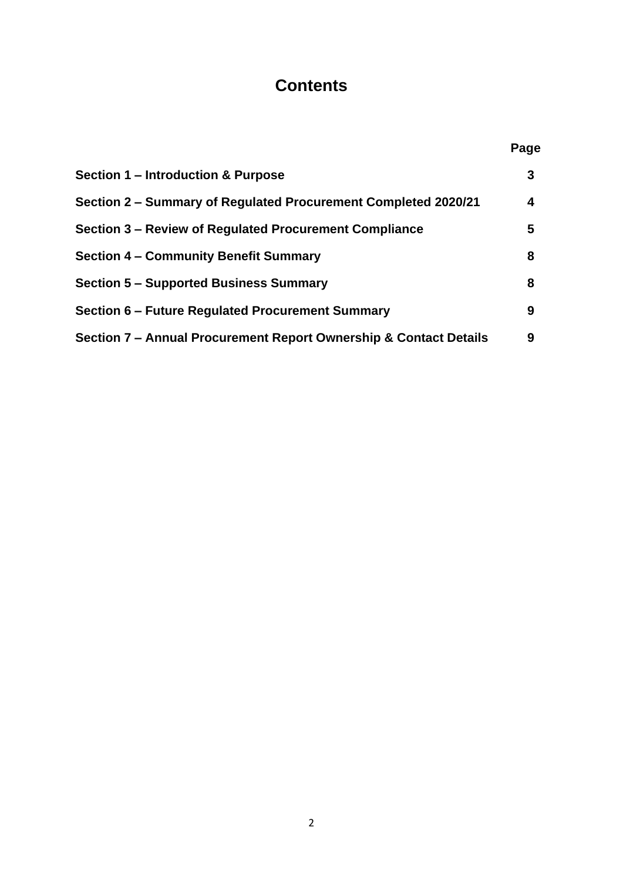# Contents

| | Page |
|---|---|
| **Section 1 – Introduction & Purpose** | **3** |
| **Section 2 – Summary of Regulated Procurement Completed 2020/21** | **4** |
| **Section 3 – Review of Regulated Procurement Compliance** | **5** |
| **Section 4 – Community Benefit Summary** | **8** |
| **Section 5 – Supported Business Summary** | **8** |
| **Section 6 – Future Regulated Procurement Summary** | **9** |
| **Section 7 – Annual Procurement Report Ownership & Contact Details** | **9** |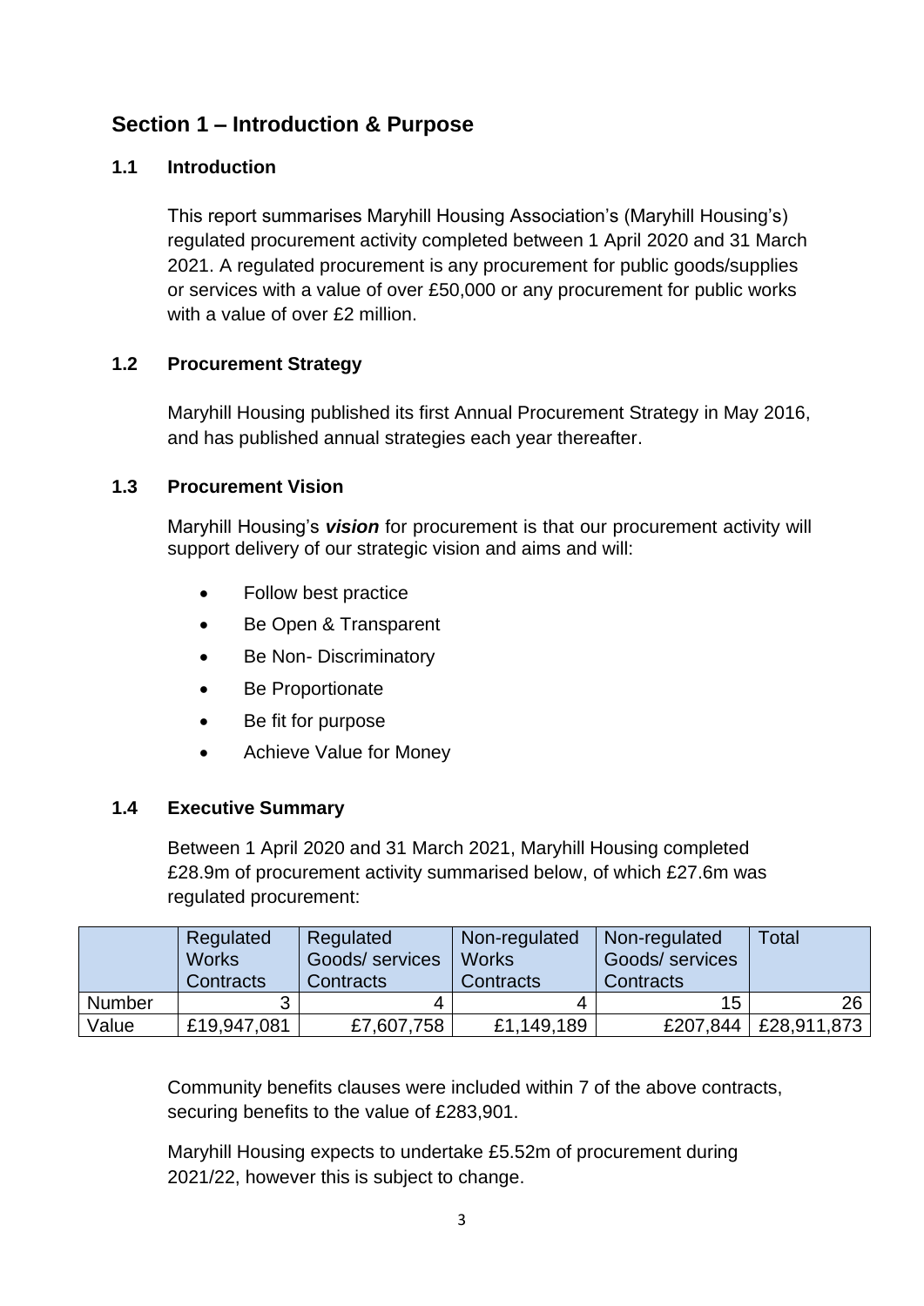## Section 1 – Introduction & Purpose

### 1.1 Introduction

This report summarises Maryhill Housing Association's (Maryhill Housing's) regulated procurement activity completed between 1 April 2020 and 31 March 2021. A regulated procurement is any procurement for public goods/supplies or services with a value of over £50,000 or any procurement for public works with a value of over £2 million.

### 1.2 Procurement Strategy

Maryhill Housing published its first Annual Procurement Strategy in May 2016, and has published annual strategies each year thereafter.

### 1.3 Procurement Vision

Maryhill Housing's ***vision*** for procurement is that our procurement activity will support delivery of our strategic vision and aims and will:

- Follow best practice
- Be Open & Transparent
- Be Non- Discriminatory
- Be Proportionate
- Be fit for purpose
- Achieve Value for Money

### 1.4 Executive Summary

Between 1 April 2020 and 31 March 2021, Maryhill Housing completed £28.9m of procurement activity summarised below, of which £27.6m was regulated procurement:

| | Regulated Works Contracts | Regulated Goods/ services Contracts | Non-regulated Works Contracts | Non-regulated Goods/ services Contracts | Total |
|---|---|---|---|---|---|
| Number | 3 | 4 | 4 | 15 | 26 |
| Value | £19,947,081 | £7,607,758 | £1,149,189 | £207,844 | £28,911,873 |

Community benefits clauses were included within 7 of the above contracts, securing benefits to the value of £283,901.

Maryhill Housing expects to undertake £5.52m of procurement during 2021/22, however this is subject to change.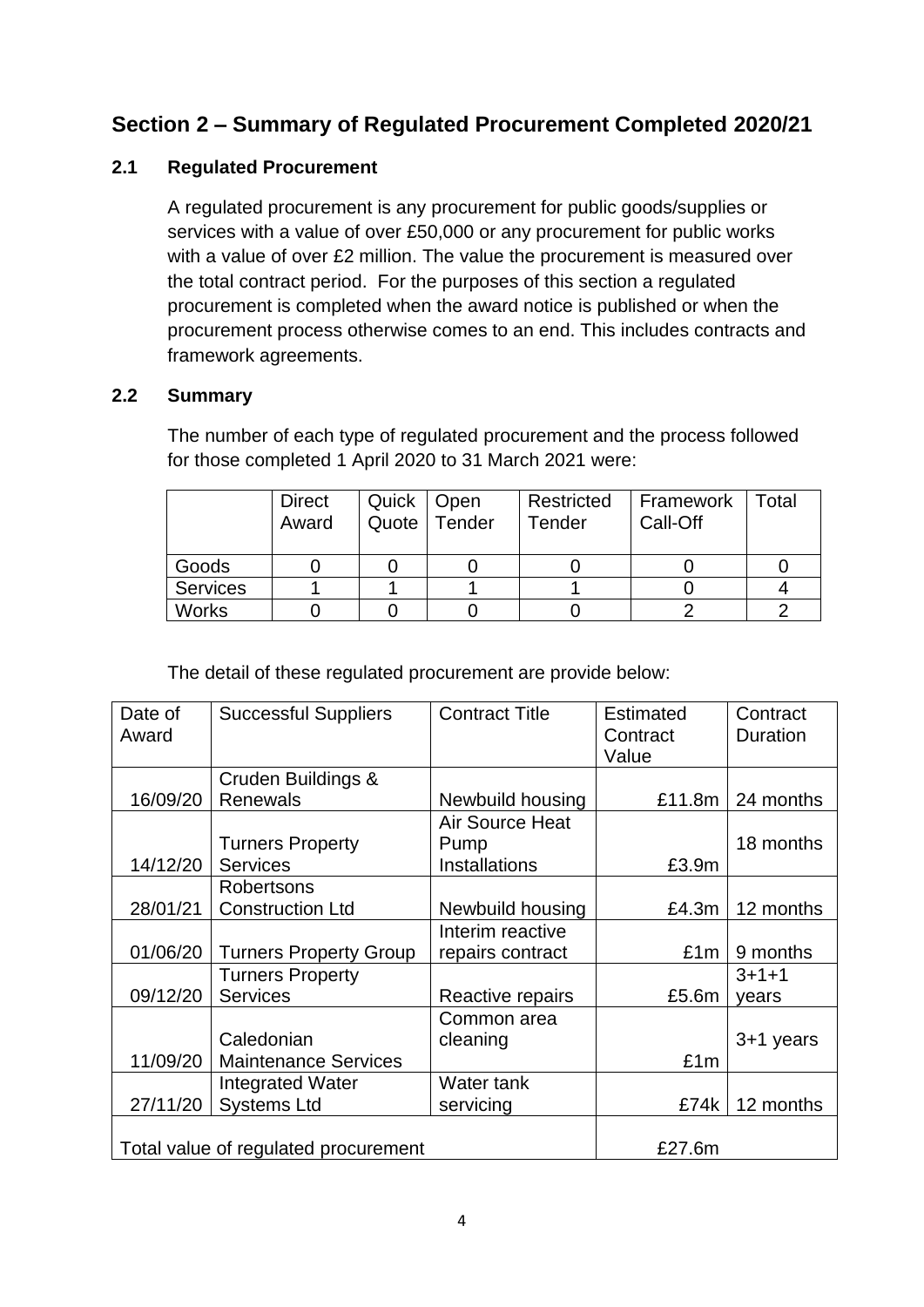## Section 2 – Summary of Regulated Procurement Completed 2020/21

### 2.1 Regulated Procurement

A regulated procurement is any procurement for public goods/supplies or services with a value of over £50,000 or any procurement for public works with a value of over £2 million. The value the procurement is measured over the total contract period. For the purposes of this section a regulated procurement is completed when the award notice is published or when the procurement process otherwise comes to an end. This includes contracts and framework agreements.

### 2.2 Summary

The number of each type of regulated procurement and the process followed for those completed 1 April 2020 to 31 March 2021 were:

| | Direct Award | Quick Quote | Open Tender | Restricted Tender | Framework Call-Off | Total |
|---|---|---|---|---|---|---|
| Goods | 0 | 0 | 0 | 0 | 0 | 0 |
| Services | 1 | 1 | 1 | 1 | 0 | 4 |
| Works | 0 | 0 | 0 | 0 | 2 | 2 |

The detail of these regulated procurement are provide below:

| Date of Award | Successful Suppliers | Contract Title | Estimated Contract Value | Contract Duration |
|---|---|---|---|---|
| 16/09/20 | Cruden Buildings & Renewals | Newbuild housing | £11.8m | 24 months |
| 14/12/20 | Turners Property Services | Air Source Heat Pump Installations | £3.9m | 18 months |
| 28/01/21 | Robertsons Construction Ltd | Newbuild housing | £4.3m | 12 months |
| 01/06/20 | Turners Property Group | Interim reactive repairs contract | £1m | 9 months |
| 09/12/20 | Turners Property Services | Reactive repairs | £5.6m | 3+1+1 years |
| 11/09/20 | Caledonian Maintenance Services | Common area cleaning | £1m | 3+1 years |
| 27/11/20 | Integrated Water Systems Ltd | Water tank servicing | £74k | 12 months |
| Total value of regulated procurement | | | £27.6m | |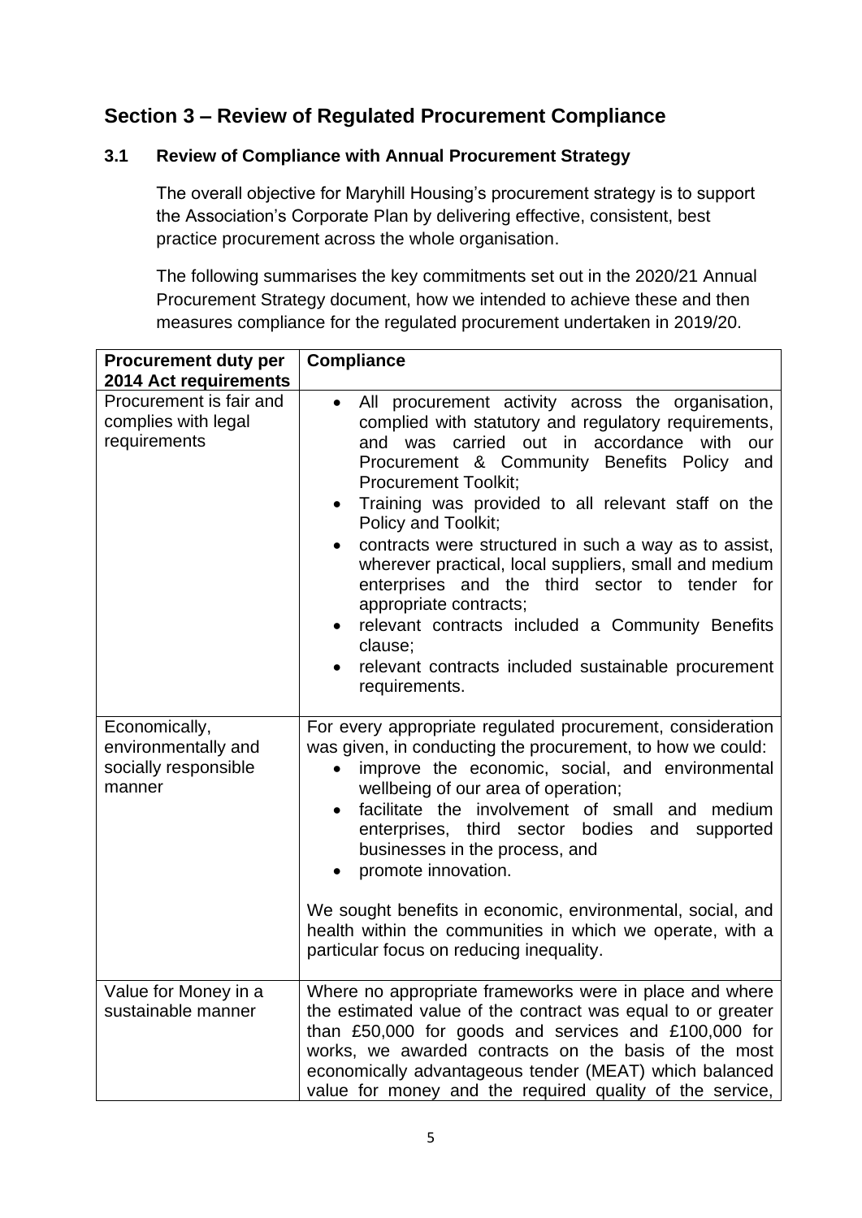## Section 3 – Review of Regulated Procurement Compliance

### 3.1 Review of Compliance with Annual Procurement Strategy

The overall objective for Maryhill Housing's procurement strategy is to support the Association's Corporate Plan by delivering effective, consistent, best practice procurement across the whole organisation.

The following summarises the key commitments set out in the 2020/21 Annual Procurement Strategy document, how we intended to achieve these and then measures compliance for the regulated procurement undertaken in 2019/20.

| Procurement duty per 2014 Act requirements | Compliance |
|---|---|
| Procurement is fair and complies with legal requirements | • All procurement activity across the organisation, complied with statutory and regulatory requirements, and was carried out in accordance with our Procurement & Community Benefits Policy and Procurement Toolkit;<br>• Training was provided to all relevant staff on the Policy and Toolkit;<br>• contracts were structured in such a way as to assist, wherever practical, local suppliers, small and medium enterprises and the third sector to tender for appropriate contracts;<br>• relevant contracts included a Community Benefits clause;<br>• relevant contracts included sustainable procurement requirements. |
| Economically, environmentally and socially responsible manner | For every appropriate regulated procurement, consideration was given, in conducting the procurement, to how we could:<br>• improve the economic, social, and environmental wellbeing of our area of operation;<br>• facilitate the involvement of small and medium enterprises, third sector bodies and supported businesses in the process, and<br>• promote innovation.<br><br>We sought benefits in economic, environmental, social, and health within the communities in which we operate, with a particular focus on reducing inequality. |
| Value for Money in a sustainable manner | Where no appropriate frameworks were in place and where the estimated value of the contract was equal to or greater than £50,000 for goods and services and £100,000 for works, we awarded contracts on the basis of the most economically advantageous tender (MEAT) which balanced value for money and the required quality of the service, |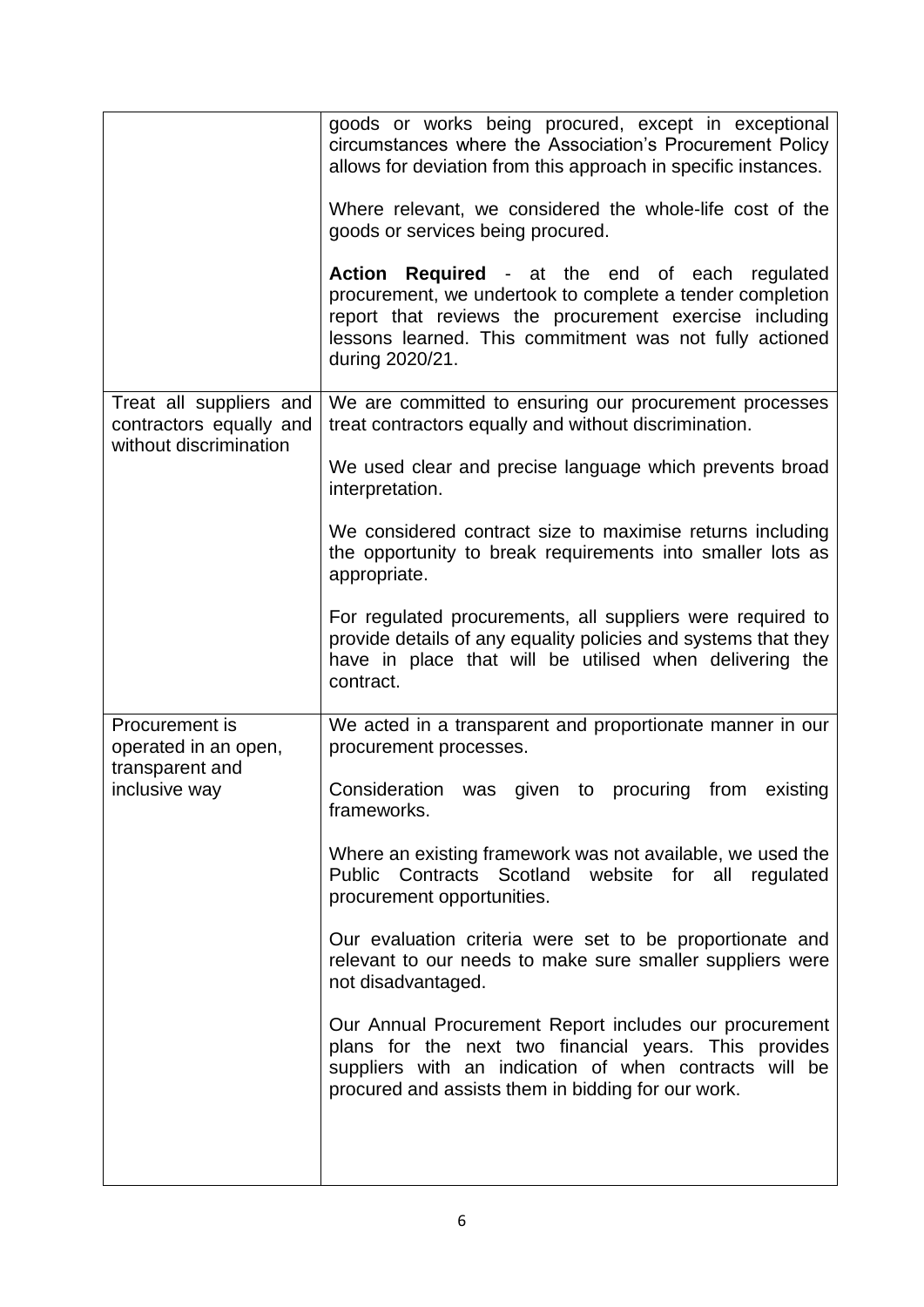| | |
|---|---|
| | goods or works being procured, except in exceptional circumstances where the Association's Procurement Policy allows for deviation from this approach in specific instances.<br><br>Where relevant, we considered the whole-life cost of the goods or services being procured.<br><br>**Action Required** - at the end of each regulated procurement, we undertook to complete a tender completion report that reviews the procurement exercise including lessons learned. This commitment was not fully actioned during 2020/21. |
| Treat all suppliers and contractors equally and without discrimination | We are committed to ensuring our procurement processes treat contractors equally and without discrimination.<br><br>We used clear and precise language which prevents broad interpretation.<br><br>We considered contract size to maximise returns including the opportunity to break requirements into smaller lots as appropriate.<br><br>For regulated procurements, all suppliers were required to provide details of any equality policies and systems that they have in place that will be utilised when delivering the contract. |
| Procurement is operated in an open, transparent and inclusive way | We acted in a transparent and proportionate manner in our procurement processes.<br><br>Consideration was given to procuring from existing frameworks.<br><br>Where an existing framework was not available, we used the Public Contracts Scotland website for all regulated procurement opportunities.<br><br>Our evaluation criteria were set to be proportionate and relevant to our needs to make sure smaller suppliers were not disadvantaged.<br><br>Our Annual Procurement Report includes our procurement plans for the next two financial years. This provides suppliers with an indication of when contracts will be procured and assists them in bidding for our work. |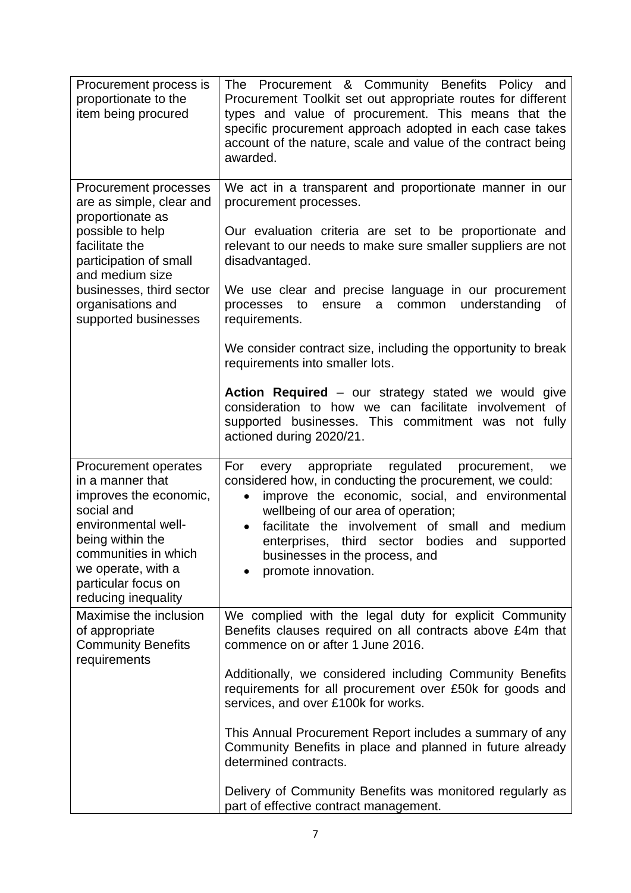| | |
|---|---|
| Procurement process is proportionate to the item being procured | The Procurement & Community Benefits Policy and Procurement Toolkit set out appropriate routes for different types and value of procurement. This means that the specific procurement approach adopted in each case takes account of the nature, scale and value of the contract being awarded. |
| Procurement processes are as simple, clear and proportionate as possible to help facilitate the participation of small and medium size businesses, third sector organisations and supported businesses | We act in a transparent and proportionate manner in our procurement processes.<br><br>Our evaluation criteria are set to be proportionate and relevant to our needs to make sure smaller suppliers are not disadvantaged.<br><br>We use clear and precise language in our procurement processes to ensure a common understanding of requirements.<br><br>We consider contract size, including the opportunity to break requirements into smaller lots.<br><br>**Action Required** – our strategy stated we would give consideration to how we can facilitate involvement of supported businesses. This commitment was not fully actioned during 2020/21. |
| Procurement operates in a manner that improves the economic, social and environmental well-being within the communities in which we operate, with a particular focus on reducing inequality | For every appropriate regulated procurement, we considered how, in conducting the procurement, we could:<br>• improve the economic, social, and environmental wellbeing of our area of operation;<br>• facilitate the involvement of small and medium enterprises, third sector bodies and supported businesses in the process, and<br>• promote innovation. |
| Maximise the inclusion of appropriate Community Benefits requirements | We complied with the legal duty for explicit Community Benefits clauses required on all contracts above £4m that commence on or after 1 June 2016.<br><br>Additionally, we considered including Community Benefits requirements for all procurement over £50k for goods and services, and over £100k for works.<br><br>This Annual Procurement Report includes a summary of any Community Benefits in place and planned in future already determined contracts.<br><br>Delivery of Community Benefits was monitored regularly as part of effective contract management. |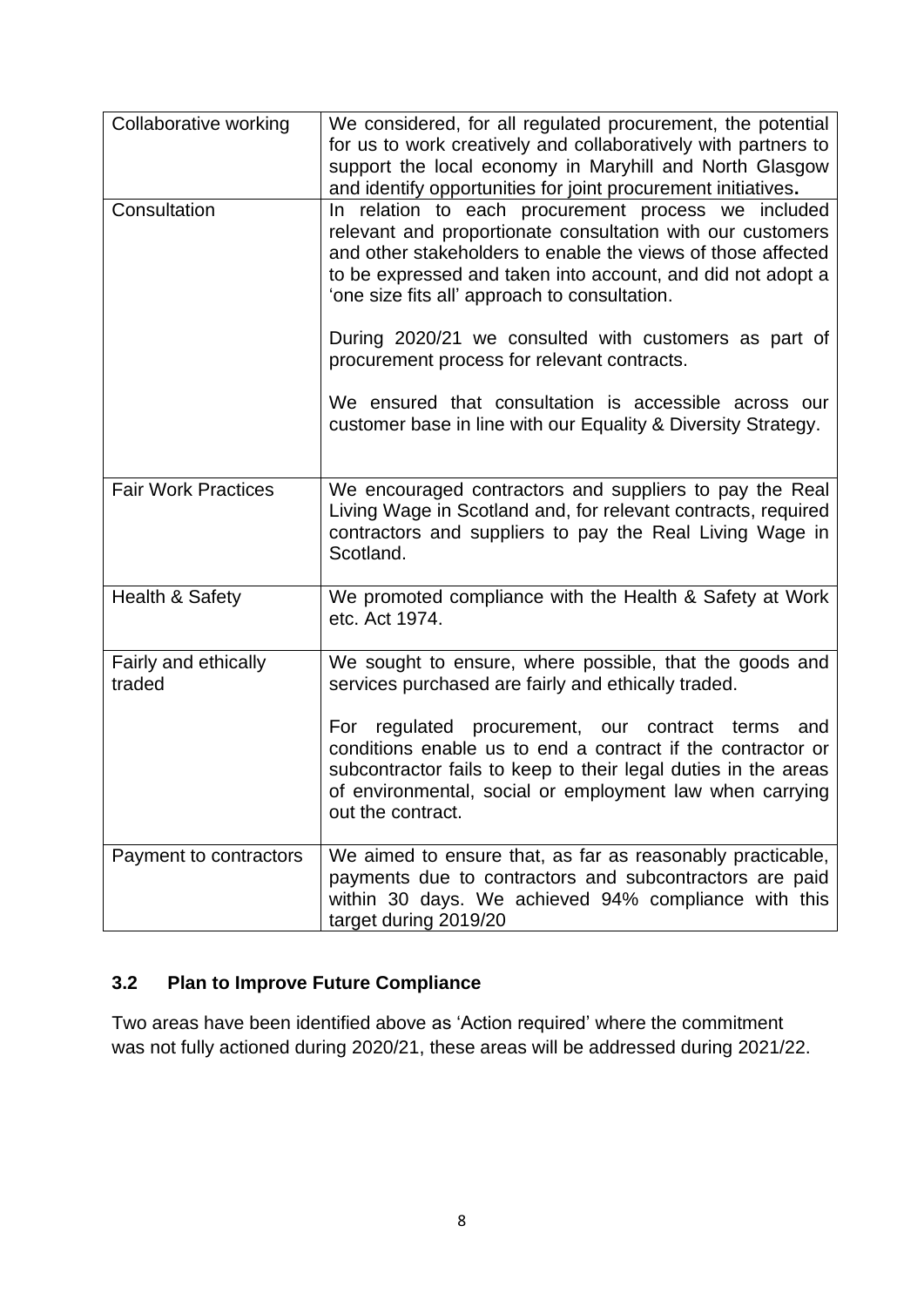| | |
|---|---|
| Collaborative working | We considered, for all regulated procurement, the potential for us to work creatively and collaboratively with partners to support the local economy in Maryhill and North Glasgow and identify opportunities for joint procurement initiatives**.** |
| Consultation | In relation to each procurement process we included relevant and proportionate consultation with our customers and other stakeholders to enable the views of those affected to be expressed and taken into account, and did not adopt a 'one size fits all' approach to consultation.<br><br>During 2020/21 we consulted with customers as part of procurement process for relevant contracts.<br><br>We ensured that consultation is accessible across our customer base in line with our Equality & Diversity Strategy. |
| Fair Work Practices | We encouraged contractors and suppliers to pay the Real Living Wage in Scotland and, for relevant contracts, required contractors and suppliers to pay the Real Living Wage in Scotland. |
| Health & Safety | We promoted compliance with the Health & Safety at Work etc. Act 1974. |
| Fairly and ethically traded | We sought to ensure, where possible, that the goods and services purchased are fairly and ethically traded.<br><br>For regulated procurement, our contract terms and conditions enable us to end a contract if the contractor or subcontractor fails to keep to their legal duties in the areas of environmental, social or employment law when carrying out the contract. |
| Payment to contractors | We aimed to ensure that, as far as reasonably practicable, payments due to contractors and subcontractors are paid within 30 days. We achieved 94% compliance with this target during 2019/20 |

### 3.2 Plan to Improve Future Compliance

Two areas have been identified above as 'Action required' where the commitment was not fully actioned during 2020/21, these areas will be addressed during 2021/22.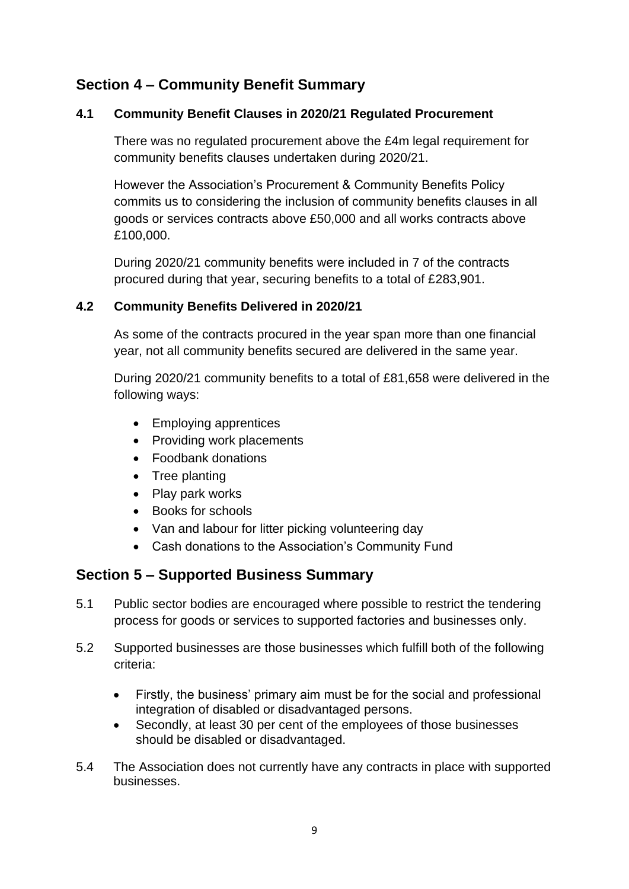## Section 4 – Community Benefit Summary

### 4.1 Community Benefit Clauses in 2020/21 Regulated Procurement

There was no regulated procurement above the £4m legal requirement for community benefits clauses undertaken during 2020/21.

However the Association's Procurement & Community Benefits Policy commits us to considering the inclusion of community benefits clauses in all goods or services contracts above £50,000 and all works contracts above £100,000.

During 2020/21 community benefits were included in 7 of the contracts procured during that year, securing benefits to a total of £283,901.

### 4.2 Community Benefits Delivered in 2020/21

As some of the contracts procured in the year span more than one financial year, not all community benefits secured are delivered in the same year.

During 2020/21 community benefits to a total of £81,658 were delivered in the following ways:

- Employing apprentices
- Providing work placements
- Foodbank donations
- Tree planting
- Play park works
- Books for schools
- Van and labour for litter picking volunteering day
- Cash donations to the Association's Community Fund

## Section 5 – Supported Business Summary

5.1 Public sector bodies are encouraged where possible to restrict the tendering process for goods or services to supported factories and businesses only.

5.2 Supported businesses are those businesses which fulfill both of the following criteria:

- Firstly, the business' primary aim must be for the social and professional integration of disabled or disadvantaged persons.
- Secondly, at least 30 per cent of the employees of those businesses should be disabled or disadvantaged.

5.4 The Association does not currently have any contracts in place with supported businesses.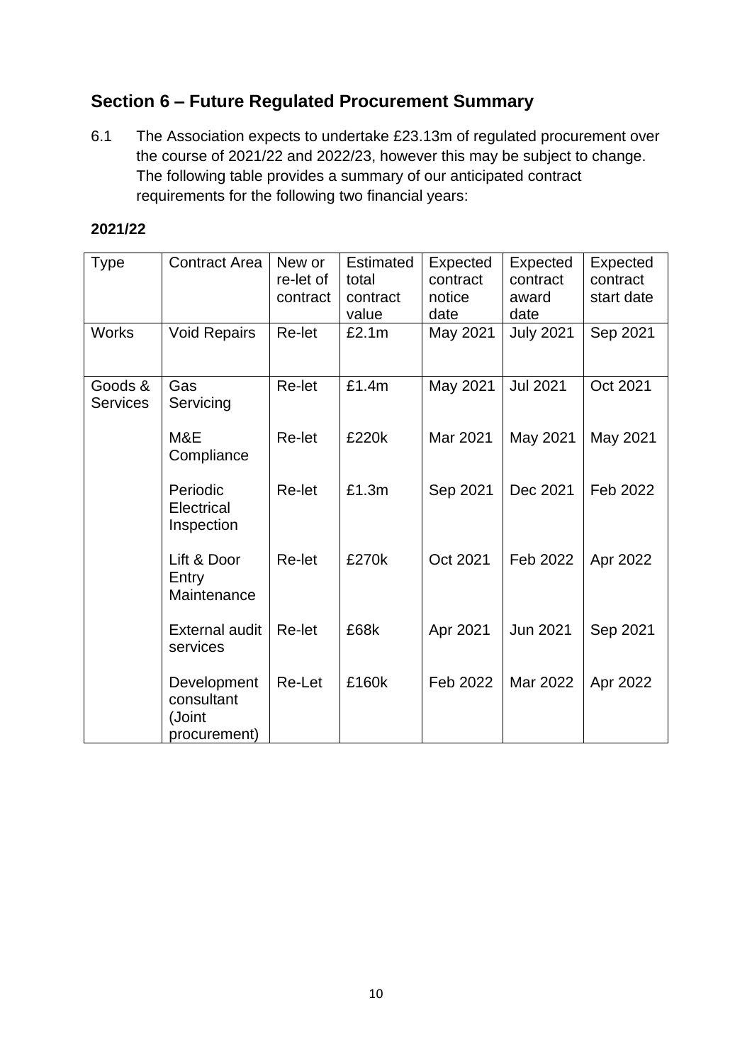## Section 6 – Future Regulated Procurement Summary

6.1 The Association expects to undertake £23.13m of regulated procurement over the course of 2021/22 and 2022/23, however this may be subject to change. The following table provides a summary of our anticipated contract requirements for the following two financial years:

**2021/22**

| Type | Contract Area | New or re-let of contract | Estimated total contract value | Expected contract notice date | Expected contract award date | Expected contract start date |
|---|---|---|---|---|---|---|
| Works | Void Repairs | Re-let | £2.1m | May 2021 | July 2021 | Sep 2021 |
| Goods & Services | Gas Servicing | Re-let | £1.4m | May 2021 | Jul 2021 | Oct 2021 |
| | M&E Compliance | Re-let | £220k | Mar 2021 | May 2021 | May 2021 |
| | Periodic Electrical Inspection | Re-let | £1.3m | Sep 2021 | Dec 2021 | Feb 2022 |
| | Lift & Door Entry Maintenance | Re-let | £270k | Oct 2021 | Feb 2022 | Apr 2022 |
| | External audit services | Re-let | £68k | Apr 2021 | Jun 2021 | Sep 2021 |
| | Development consultant (Joint procurement) | Re-Let | £160k | Feb 2022 | Mar 2022 | Apr 2022 |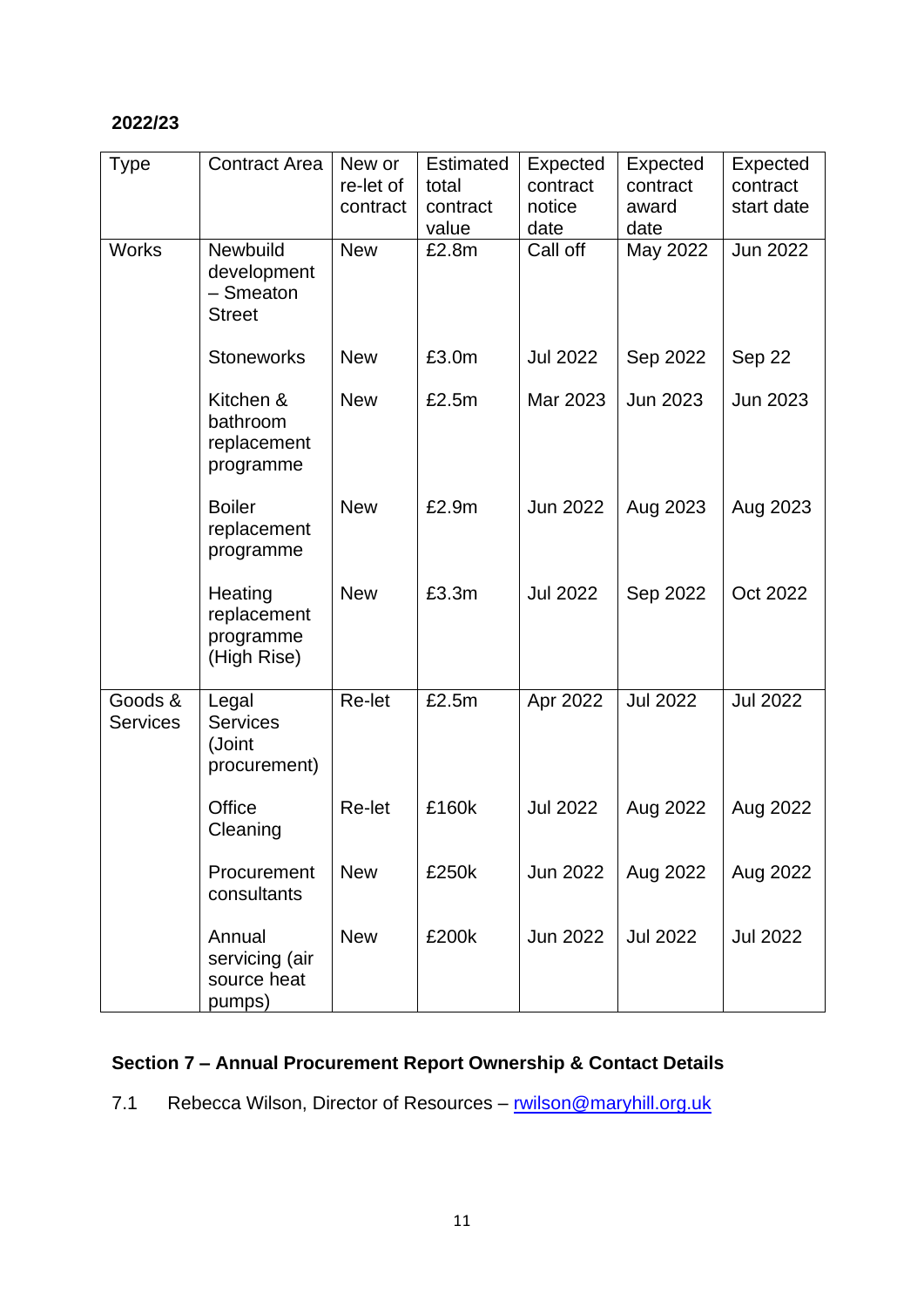**2022/23**

| Type | Contract Area | New or re-let of contract | Estimated total contract value | Expected contract notice date | Expected contract award date | Expected contract start date |
|---|---|---|---|---|---|---|
| Works | Newbuild development – Smeaton Street | New | £2.8m | Call off | May 2022 | Jun 2022 |
| | Stoneworks | New | £3.0m | Jul 2022 | Sep 2022 | Sep 22 |
| | Kitchen & bathroom replacement programme | New | £2.5m | Mar 2023 | Jun 2023 | Jun 2023 |
| | Boiler replacement programme | New | £2.9m | Jun 2022 | Aug 2023 | Aug 2023 |
| | Heating replacement programme (High Rise) | New | £3.3m | Jul 2022 | Sep 2022 | Oct 2022 |
| Goods & Services | Legal Services (Joint procurement) | Re-let | £2.5m | Apr 2022 | Jul 2022 | Jul 2022 |
| | Office Cleaning | Re-let | £160k | Jul 2022 | Aug 2022 | Aug 2022 |
| | Procurement consultants | New | £250k | Jun 2022 | Aug 2022 | Aug 2022 |
| | Annual servicing (air source heat pumps) | New | £200k | Jun 2022 | Jul 2022 | Jul 2022 |

## Section 7 – Annual Procurement Report Ownership & Contact Details

7.1 Rebecca Wilson, Director of Resources – rwilson@maryhill.org.uk